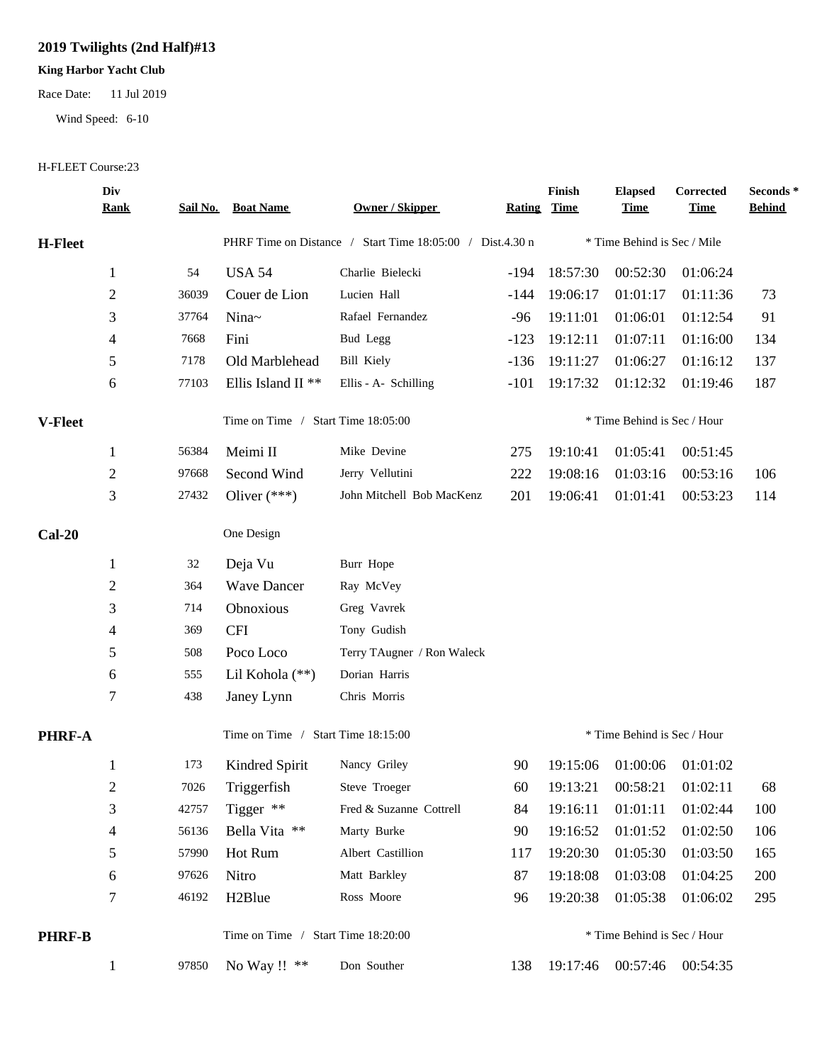# 2019 Twilights (2nd Half)#13

**King Harbor Yacht Club**

Race Date: 11 Jul 2019

Wind Speed: 6-10

H-FLEET Course:23

| Div Rank | Sail No. | Boat Name | Owner / Skipper | Rating | Finish Time | Elapsed Time | Corrected Time | Seconds * Behind |
|---|---|---|---|---|---|---|---|---|
| **H-Fleet** | | PHRF Time on Distance / Start Time 18:05:00 / Dist.4.30 n | | | * Time Behind is Sec / Mile | | | |
| 1 | 54 | USA 54 | Charlie Bielecki | -194 | 18:57:30 | 00:52:30 | 01:06:24 | |
| 2 | 36039 | Couer de Lion | Lucien Hall | -144 | 19:06:17 | 01:01:17 | 01:11:36 | 73 |
| 3 | 37764 | Nina~ | Rafael Fernandez | -96 | 19:11:01 | 01:06:01 | 01:12:54 | 91 |
| 4 | 7668 | Fini | Bud Legg | -123 | 19:12:11 | 01:07:11 | 01:16:00 | 134 |
| 5 | 7178 | Old Marblehead | Bill Kiely | -136 | 19:11:27 | 01:06:27 | 01:16:12 | 137 |
| 6 | 77103 | Ellis Island II ** | Ellis - A- Schilling | -101 | 19:17:32 | 01:12:32 | 01:19:46 | 187 |
| **V-Fleet** | | Time on Time / Start Time 18:05:00 | | | * Time Behind is Sec / Hour | | | |
| 1 | 56384 | Meimi II | Mike Devine | 275 | 19:10:41 | 01:05:41 | 00:51:45 | |
| 2 | 97668 | Second Wind | Jerry Vellutini | 222 | 19:08:16 | 01:03:16 | 00:53:16 | 106 |
| 3 | 27432 | Oliver (***) | John Mitchell Bob MacKenz | 201 | 19:06:41 | 01:01:41 | 00:53:23 | 114 |
| **Cal-20** | | One Design | | | | | | |
| 1 | 32 | Deja Vu | Burr Hope | | | | | |
| 2 | 364 | Wave Dancer | Ray McVey | | | | | |
| 3 | 714 | Obnoxious | Greg Vavrek | | | | | |
| 4 | 369 | CFI | Tony Gudish | | | | | |
| 5 | 508 | Poco Loco | Terry TAugner / Ron Waleck | | | | | |
| 6 | 555 | Lil Kohola (**) | Dorian Harris | | | | | |
| 7 | 438 | Janey Lynn | Chris Morris | | | | | |
| **PHRF-A** | | Time on Time / Start Time 18:15:00 | | | * Time Behind is Sec / Hour | | | |
| 1 | 173 | Kindred Spirit | Nancy Griley | 90 | 19:15:06 | 01:00:06 | 01:01:02 | |
| 2 | 7026 | Triggerfish | Steve Troeger | 60 | 19:13:21 | 00:58:21 | 01:02:11 | 68 |
| 3 | 42757 | Tigger ** | Fred & Suzanne Cottrell | 84 | 19:16:11 | 01:01:11 | 01:02:44 | 100 |
| 4 | 56136 | Bella Vita ** | Marty Burke | 90 | 19:16:52 | 01:01:52 | 01:02:50 | 106 |
| 5 | 57990 | Hot Rum | Albert Castillion | 117 | 19:20:30 | 01:05:30 | 01:03:50 | 165 |
| 6 | 97626 | Nitro | Matt Barkley | 87 | 19:18:08 | 01:03:08 | 01:04:25 | 200 |
| 7 | 46192 | H2Blue | Ross Moore | 96 | 19:20:38 | 01:05:38 | 01:06:02 | 295 |
| **PHRF-B** | | Time on Time / Start Time 18:20:00 | | | * Time Behind is Sec / Hour | | | |
| 1 | 97850 | No Way !! ** | Don Souther | 138 | 19:17:46 | 00:57:46 | 00:54:35 | |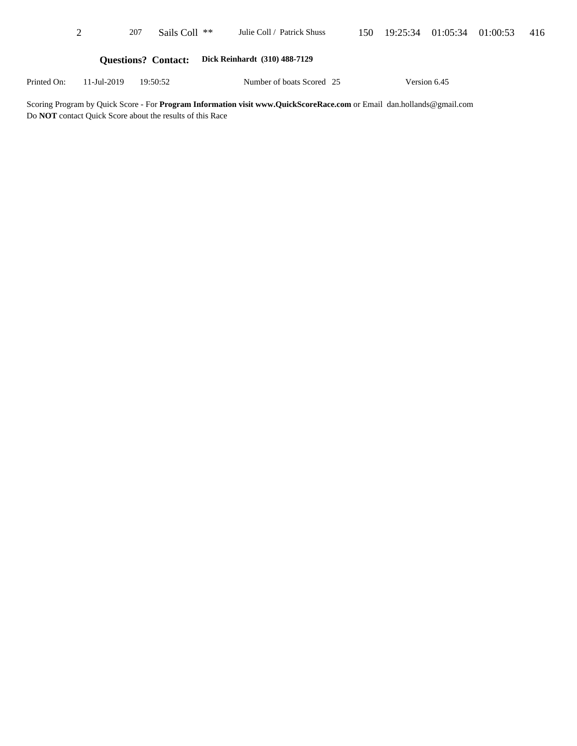| | | | | | | | | |
|---|---|---|---|---|---|---|---|---|
| 2 | 207 | Sails Coll ** | Julie Coll / Patrick Shuss | 150 | 19:25:34 | 01:05:34 | 01:00:53 | 416 |

**Questions? Contact:** **Dick Reinhardt (310) 488-7129**

Printed On: 11-Jul-2019 19:50:52 Number of boats Scored 25 Version 6.45

Scoring Program by Quick Score - For **Program Information visit www.QuickScoreRace.com** or Email dan.hollands@gmail.com
Do **NOT** contact Quick Score about the results of this Race